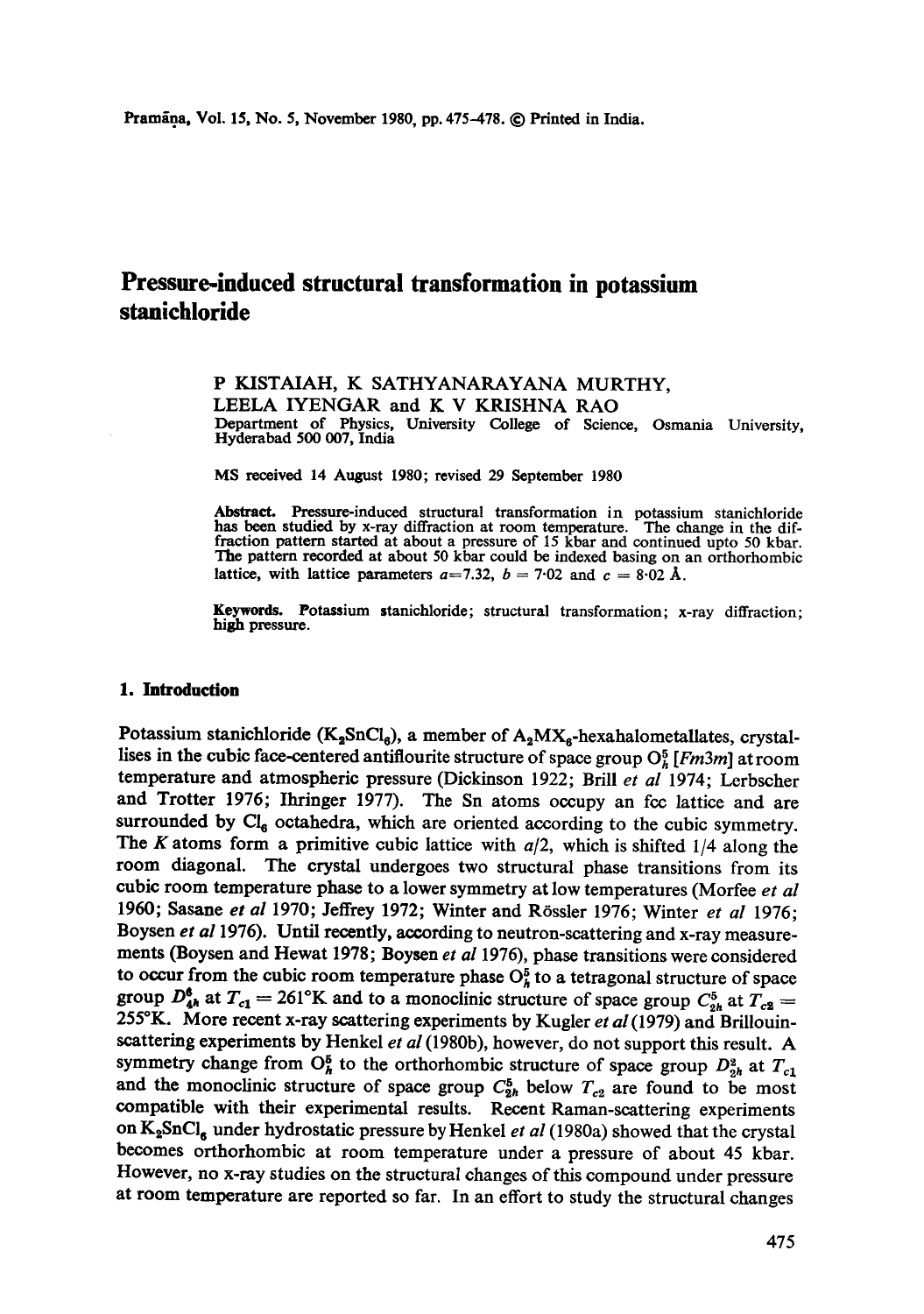# Pressure-induced structural transformation in potassium stanichloride

P KISTAIAH, K SATHYANARAYANA MURTHY, LEELA IYENGAR and K V KRISHNA RAO

Department of Physics, University College of Science, Osmania University, Hyderabad 500 007, India

MS received 14 August 1980; revised 29 September 1980

**Abstract.** Pressure-induced structural transformation in potassium stanichloride has been studied by x-ray diffraction at room temperature. The change in the diffraction pattern started at about a pressure of 15 kbar and continued upto 50 kbar. The pattern recorded at about 50 kbar could be indexed basing on an orthorhombic lattice, with lattice parameters $a=7\cdot32$, $b=7\cdot02$ and $c=8\cdot02$ Å.

**Keywords.** Potassium stanichloride; structural transformation; x-ray diffraction; high pressure.

## 1. Introduction

Potassium stanichloride ($K_2SnCl_6$), a member of $A_2MX_6$-hexahalometallates, crystallises in the cubic face-centered antiflourite structure of space group $O_h^5$ [*Fm3m*] at room temperature and atmospheric pressure (Dickinson 1922; Brill *et al* 1974; Lerbscher and Trotter 1976; Ihringer 1977). The Sn atoms occupy an fcc lattice and are surrounded by $Cl_6$ octahedra, which are oriented according to the cubic symmetry. The *K* atoms form a primitive cubic lattice with $a/2$, which is shifted 1/4 along the room diagonal. The crystal undergoes two structural phase transitions from its cubic room temperature phase to a lower symmetry at low temperatures (Morfee *et al* 1960; Sasane *et al* 1970; Jeffrey 1972; Winter and Rössler 1976; Winter *et al* 1976; Boysen *et al* 1976). Until recently, according to neutron-scattering and x-ray measurements (Boysen and Hewat 1978; Boysen *et al* 1976), phase transitions were considered to occur from the cubic room temperature phase $O_h^5$ to a tetragonal structure of space group $D_{4h}^6$ at $T_{c1} = 261$°K and to a monoclinic structure of space group $C_{2h}^5$ at $T_{c2} = 255$°K. More recent x-ray scattering experiments by Kugler *et al* (1979) and Brillouin-scattering experiments by Henkel *et al* (1980b), however, do not support this result. A symmetry change from $O_h^5$ to the orthorhombic structure of space group $D_{2h}^2$ at $T_{c1}$ and the monoclinic structure of space group $C_{2h}^5$ below $T_{c2}$ are found to be most compatible with their experimental results. Recent Raman-scattering experiments on $K_2SnCl_6$ under hydrostatic pressure by Henkel *et al* (1980a) showed that the crystal becomes orthorhombic at room temperature under a pressure of about 45 kbar. However, no x-ray studies on the structural changes of this compound under pressure at room temperature are reported so far. In an effort to study the structural changes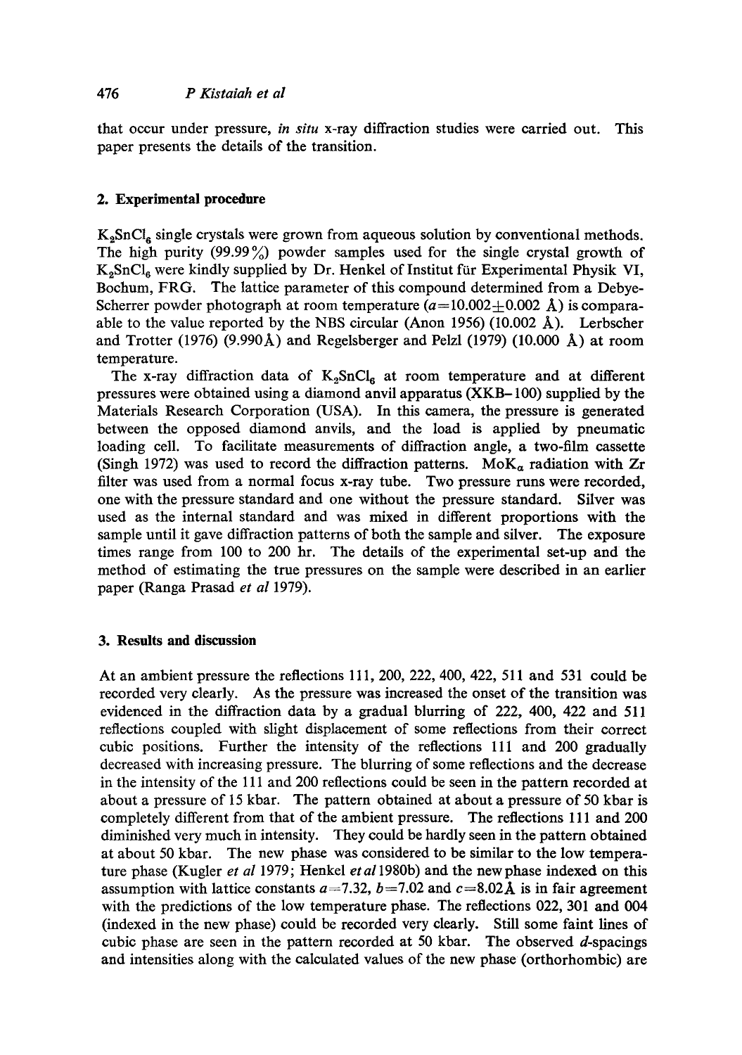that occur under pressure, *in situ* x-ray diffraction studies were carried out. This paper presents the details of the transition.

## 2. Experimental procedure

$K_2SnCl_6$ single crystals were grown from aqueous solution by conventional methods. The high purity (99.99%) powder samples used for the single crystal growth of $K_2SnCl_6$ were kindly supplied by Dr. Henkel of Institut für Experimental Physik VI, Bochum, FRG. The lattice parameter of this compound determined from a Debye-Scherrer powder photograph at room temperature ($a = 10.002 \pm 0.002$ Å) is comparaable to the value reported by the NBS circular (Anon 1956) (10.002 Å). Lerbscher and Trotter (1976) (9.990 Å) and Regelsberger and Pelzl (1979) (10.000 Å) at room temperature.

The x-ray diffraction data of $K_2SnCl_6$ at room temperature and at different pressures were obtained using a diamond anvil apparatus (XKB–100) supplied by the Materials Research Corporation (USA). In this camera, the pressure is generated between the opposed diamond anvils, and the load is applied by pneumatic loading cell. To facilitate measurements of diffraction angle, a two-film cassette (Singh 1972) was used to record the diffraction patterns. $MoK_\alpha$ radiation with Zr filter was used from a normal focus x-ray tube. Two pressure runs were recorded, one with the pressure standard and one without the pressure standard. Silver was used as the internal standard and was mixed in different proportions with the sample until it gave diffraction patterns of both the sample and silver. The exposure times range from 100 to 200 hr. The details of the experimental set-up and the method of estimating the true pressures on the sample were described in an earlier paper (Ranga Prasad *et al* 1979).

## 3. Results and discussion

At an ambient pressure the reflections 111, 200, 222, 400, 422, 511 and 531 could be recorded very clearly. As the pressure was increased the onset of the transition was evidenced in the diffraction data by a gradual blurring of 222, 400, 422 and 511 reflections coupled with slight displacement of some reflections from their correct cubic positions. Further the intensity of the reflections 111 and 200 gradually decreased with increasing pressure. The blurring of some reflections and the decrease in the intensity of the 111 and 200 reflections could be seen in the pattern recorded at about a pressure of 15 kbar. The pattern obtained at about a pressure of 50 kbar is completely different from that of the ambient pressure. The reflections 111 and 200 diminished very much in intensity. They could be hardly seen in the pattern obtained at about 50 kbar. The new phase was considered to be similar to the low temperature phase (Kugler *et al* 1979; Henkel *et al* 1980b) and the new phase indexed on this assumption with lattice constants $a = 7.32$, $b = 7.02$ and $c = 8.02$ Å is in fair agreement with the predictions of the low temperature phase. The reflections 022, 301 and 004 (indexed in the new phase) could be recorded very clearly. Still some faint lines of cubic phase are seen in the pattern recorded at 50 kbar. The observed $d$-spacings and intensities along with the calculated values of the new phase (orthorhombic) are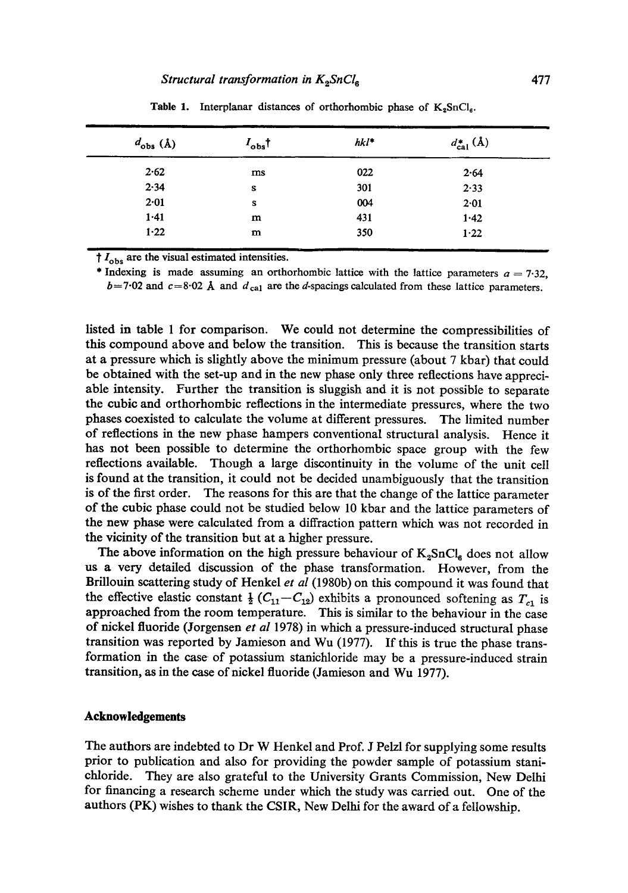Table 1. Interplanar distances of orthorhombic phase of $K_2SnCl_6$.

| $d_{obs}$ (Å) | $I_{obs}$† | $hkl$* | $d^*_{cal}$ (Å) |
|---|---|---|---|
| 2·62 | ms | 022 | 2·64 |
| 2·34 | s | 301 | 2·33 |
| 2·01 | s | 004 | 2·01 |
| 1·41 | m | 431 | 1·42 |
| 1·22 | m | 350 | 1·22 |

† $I_{obs}$ are the visual estimated intensities.

\* Indexing is made assuming an orthorhombic lattice with the lattice parameters $a = 7{\cdot}32$, $b = 7{\cdot}02$ and $c = 8{\cdot}02$ Å and $d_{cal}$ are the $d$-spacings calculated from these lattice parameters.

listed in table 1 for comparison. We could not determine the compressibilities of this compound above and below the transition. This is because the transition starts at a pressure which is slightly above the minimum pressure (about 7 kbar) that could be obtained with the set-up and in the new phase only three reflections have appreciable intensity. Further the transition is sluggish and it is not possible to separate the cubic and orthorhombic reflections in the intermediate pressures, where the two phases coexisted to calculate the volume at different pressures. The limited number of reflections in the new phase hampers conventional structural analysis. Hence it has not been possible to determine the orthorhombic space group with the few reflections available. Though a large discontinuity in the volume of the unit cell is found at the transition, it could not be decided unambiguously that the transition is of the first order. The reasons for this are that the change of the lattice parameter of the cubic phase could not be studied below 10 kbar and the lattice parameters of the new phase were calculated from a diffraction pattern which was not recorded in the vicinity of the transition but at a higher pressure.

The above information on the high pressure behaviour of $K_2SnCl_6$ does not allow us a very detailed discussion of the phase transformation. However, from the Brillouin scattering study of Henkel *et al* (1980b) on this compound it was found that the effective elastic constant $\frac{1}{2}(C_{11}-C_{12})$ exhibits a pronounced softening as $T_{c1}$ is approached from the room temperature. This is similar to the behaviour in the case of nickel fluoride (Jorgensen *et al* 1978) in which a pressure-induced structural phase transition was reported by Jamieson and Wu (1977). If this is true the phase transformation in the case of potassium stanichloride may be a pressure-induced strain transition, as in the case of nickel fluoride (Jamieson and Wu 1977).

## Acknowledgements

The authors are indebted to Dr W Henkel and Prof. J Pelzl for supplying some results prior to publication and also for providing the powder sample of potassium stanichloride. They are also grateful to the University Grants Commission, New Delhi for financing a research scheme under which the study was carried out. One of the authors (PK) wishes to thank the CSIR, New Delhi for the award of a fellowship.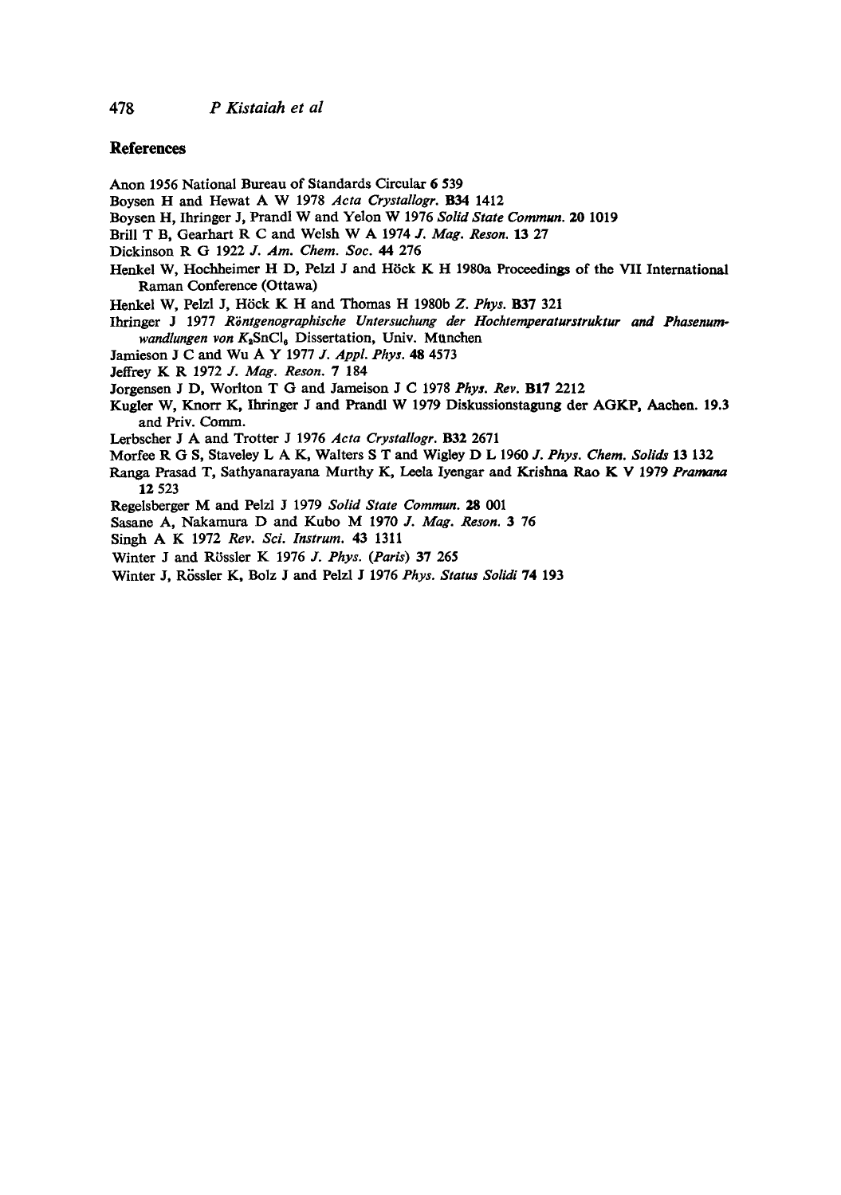## References

Anon 1956 National Bureau of Standards Circular **6** 539

Boysen H and Hewat A W 1978 *Acta Crystallogr.* **B34** 1412

Boysen H, Ihringer J, Prandl W and Yelon W 1976 *Solid State Commun.* **20** 1019

Brill T B, Gearhart R C and Welsh W A 1974 *J. Mag. Reson.* **13** 27

Dickinson R G 1922 *J. Am. Chem. Soc.* **44** 276

Henkel W, Hochheimer H D, Pelzl J and Höck K H 1980a Proceedings of the VII International Raman Conference (Ottawa)

Henkel W, Pelzl J, Höck K H and Thomas H 1980b *Z. Phys.* **B37** 321

Ihringer J 1977 *Röntgenographische Untersuchung der Hochtemperaturstruktur and Phasenumwandlungen von $K_2SnCl_6$* Dissertation, Univ. München

Jamieson J C and Wu A Y 1977 *J. Appl. Phys.* **48** 4573

Jeffrey K R 1972 *J. Mag. Reson.* **7** 184

Jorgensen J D, Worlton T G and Jameison J C 1978 *Phys. Rev.* **B17** 2212

Kugler W, Knorr K, Ihringer J and Prandl W 1979 Diskussionstagung der AGKP, Aachen. 19.3 and Priv. Comm.

Lerbscher J A and Trotter J 1976 *Acta Crystallogr.* **B32** 2671

Morfee R G S, Staveley L A K, Walters S T and Wigley D L 1960 *J. Phys. Chem. Solids* **13** 132

Ranga Prasad T, Sathyanarayana Murthy K, Leela Iyengar and Krishna Rao K V 1979 *Pramana* **12** 523

Regelsberger M and Pelzl J 1979 *Solid State Commun.* **28** 001

Sasane A, Nakamura D and Kubo M 1970 *J. Mag. Reson.* **3** 76

Singh A K 1972 *Rev. Sci. Instrum.* **43** 1311

Winter J and Rössler K 1976 *J. Phys. (Paris)* **37** 265

Winter J, Rössler K, Bolz J and Pelzl J 1976 *Phys. Status Solidi* **74** 193